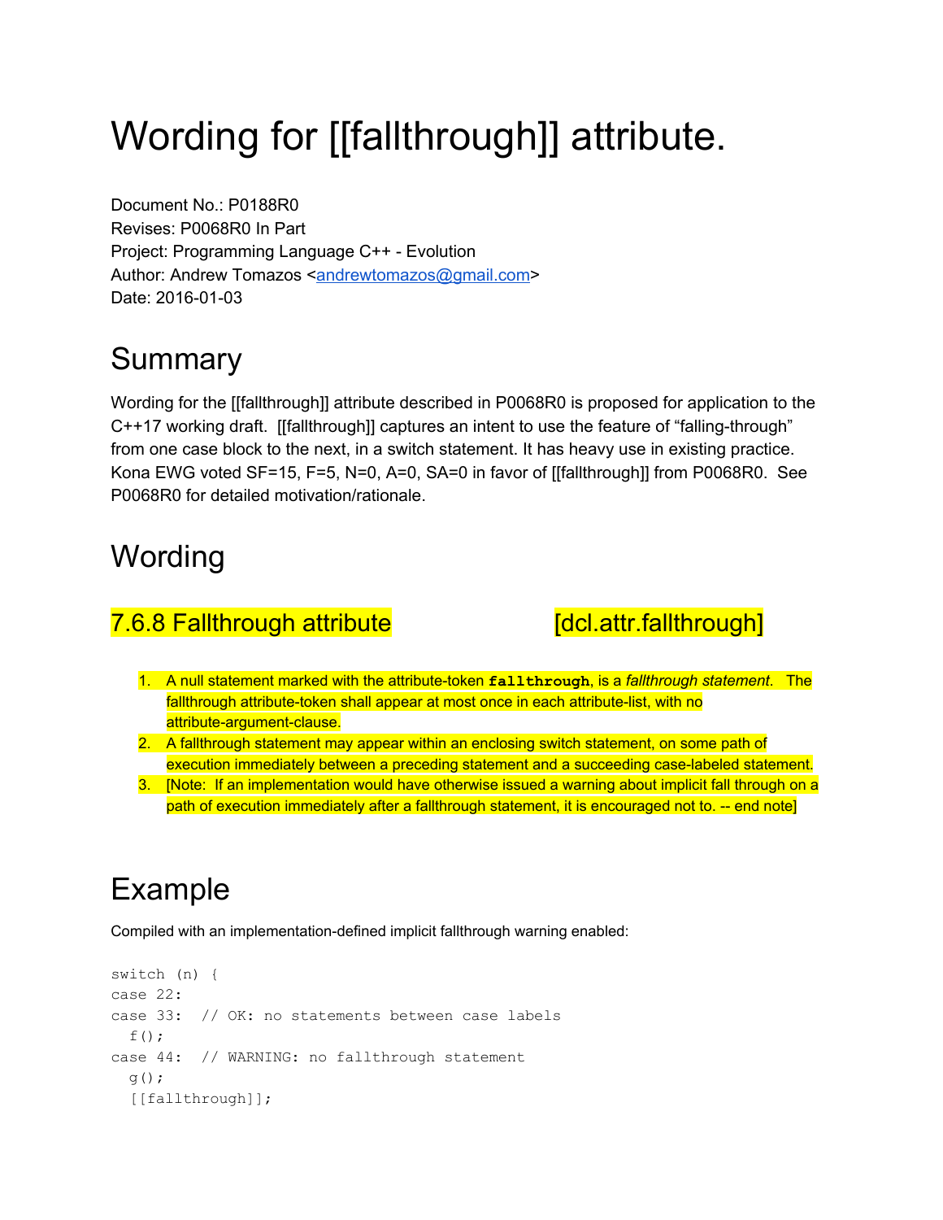# Wording for [[fallthrough]] attribute.

Document No.: P0188R0
Revises: P0068R0 In Part
Project: Programming Language C++ - Evolution
Author: Andrew Tomazos <andrewtomazos@gmail.com>
Date: 2016-01-03

## Summary

Wording for the [[fallthrough]] attribute described in P0068R0 is proposed for application to the C++17 working draft. [[fallthrough]] captures an intent to use the feature of "falling-through" from one case block to the next, in a switch statement. It has heavy use in existing practice. Kona EWG voted SF=15, F=5, N=0, A=0, SA=0 in favor of [[fallthrough]] from P0068R0. See P0068R0 for detailed motivation/rationale.

## Wording

### 7.6.8 Fallthrough attribute [dcl.attr.fallthrough]

1. A null statement marked with the attribute-token **`fallthrough`**, is a *fallthrough statement*. The fallthrough attribute-token shall appear at most once in each attribute-list, with no attribute-argument-clause.
2. A fallthrough statement may appear within an enclosing switch statement, on some path of execution immediately between a preceding statement and a succeeding case-labeled statement.
3. [Note: If an implementation would have otherwise issued a warning about implicit fall through on a path of execution immediately after a fallthrough statement, it is encouraged not to. -- end note]

## Example

Compiled with an implementation-defined implicit fallthrough warning enabled:

```
switch (n) {
case 22:
case 33:  // OK: no statements between case labels
  f();
case 44:  // WARNING: no fallthrough statement
  g();
  [[fallthrough]];
```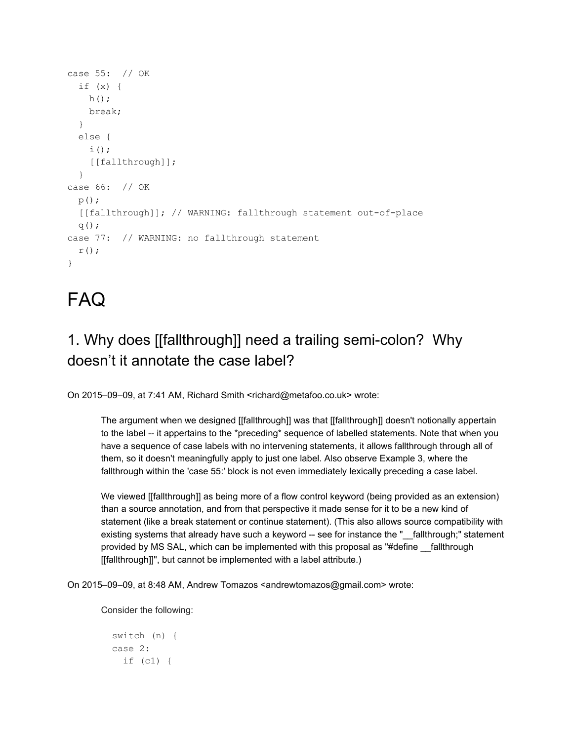```
case 55:  // OK
  if (x) {
    h();
    break;
  }
  else {
    i();
    [[fallthrough]];
  }
case 66:  // OK
  p();
  [[fallthrough]]; // WARNING: fallthrough statement out-of-place
  q();
case 77:  // WARNING: no fallthrough statement
  r();
}
```

# FAQ

## 1. Why does [[fallthrough]] need a trailing semi-colon?  Why doesn't it annotate the case label?

On 2015–09–09, at 7:41 AM, Richard Smith <richard@metafoo.co.uk> wrote:

> The argument when we designed [[fallthrough]] was that [[fallthrough]] doesn't notionally appertain to the label -- it appertains to the *preceding* sequence of labelled statements. Note that when you have a sequence of case labels with no intervening statements, it allows fallthrough through all of them, so it doesn't meaningfully apply to just one label. Also observe Example 3, where the fallthrough within the 'case 55:' block is not even immediately lexically preceding a case label.
>
> We viewed [[fallthrough]] as being more of a flow control keyword (being provided as an extension) than a source annotation, and from that perspective it made sense for it to be a new kind of statement (like a break statement or continue statement). (This also allows source compatibility with existing systems that already have such a keyword -- see for instance the "__fallthrough;" statement provided by MS SAL, which can be implemented with this proposal as "#define __fallthrough [[fallthrough]]", but cannot be implemented with a label attribute.)

On 2015–09–09, at 8:48 AM, Andrew Tomazos <andrewtomazos@gmail.com> wrote:

> Consider the following:
>
> ```
> switch (n) {
> case 2:
>   if (c1) {
> ```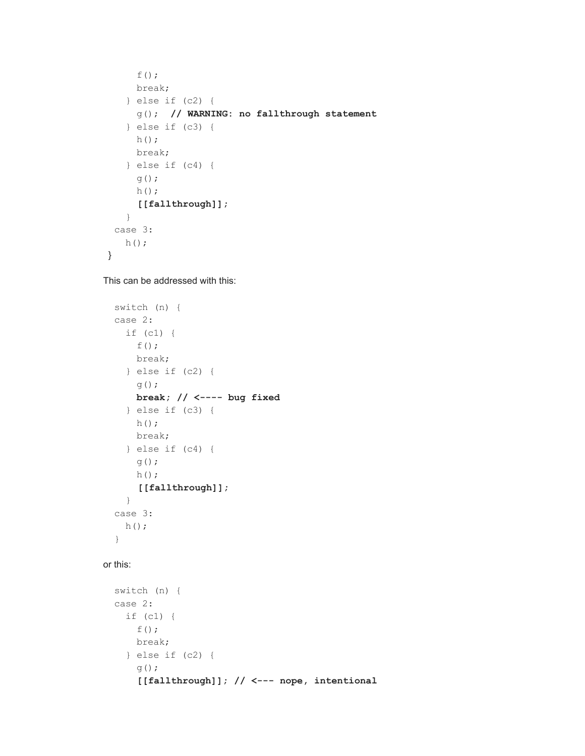```
      f();
      break;
    } else if (c2) {
      g();  // WARNING: no fallthrough statement
    } else if (c3) {
      h();
      break;
    } else if (c4) {
      g();
      h();
      [[fallthrough]];
    }
  case 3:
    h();
}
```

This can be addressed with this:

```
  switch (n) {
  case 2:
    if (c1) {
      f();
      break;
    } else if (c2) {
      g();
      break; // <---- bug fixed
    } else if (c3) {
      h();
      break;
    } else if (c4) {
      g();
      h();
      [[fallthrough]];
    }
  case 3:
    h();
  }
```

or this:

```
  switch (n) {
  case 2:
    if (c1) {
      f();
      break;
    } else if (c2) {
      g();
      [[fallthrough]]; // <--- nope, intentional
```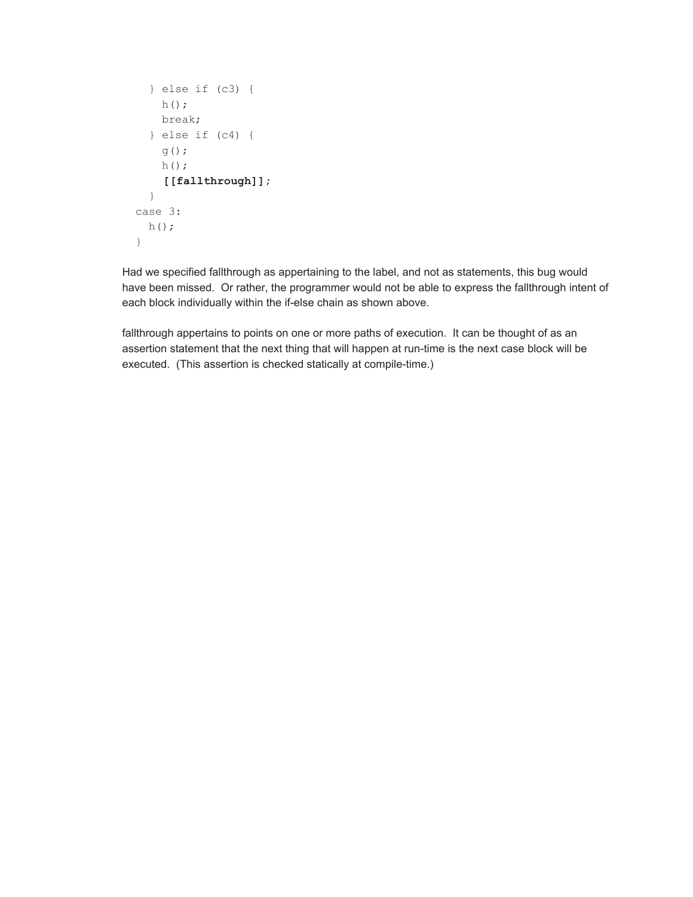```
    } else if (c3) {
      h();
      break;
    } else if (c4) {
      g();
      h();
      [[fallthrough]];
    }
  case 3:
    h();
  }
```

Had we specified fallthrough as appertaining to the label, and not as statements, this bug would have been missed. Or rather, the programmer would not be able to express the fallthrough intent of each block individually within the if-else chain as shown above.

fallthrough appertains to points on one or more paths of execution. It can be thought of as an assertion statement that the next thing that will happen at run-time is the next case block will be executed. (This assertion is checked statically at compile-time.)